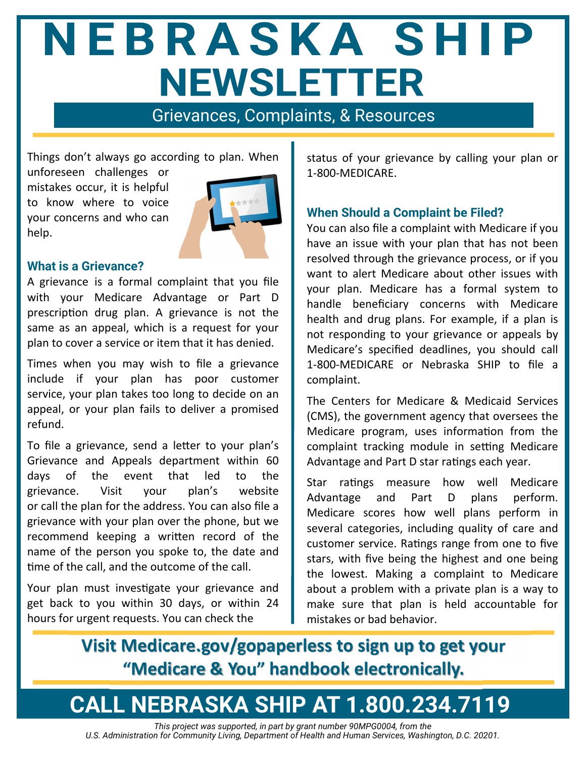# NEBRASKA SHIP NEWSLETTER

## Grievances, Complaints, & Resources

Things don't always go according to plan. When unforeseen challenges or mistakes occur, it is helpful to know where to voice your concerns and who can help.

### What is a Grievance?

A grievance is a formal complaint that you file with your Medicare Advantage or Part D prescription drug plan. A grievance is not the same as an appeal, which is a request for your plan to cover a service or item that it has denied.

Times when you may wish to file a grievance include if your plan has poor customer service, your plan takes too long to decide on an appeal, or your plan fails to deliver a promised refund.

To file a grievance, send a letter to your plan's Grievance and Appeals department within 60 days of the event that led to the grievance. Visit your plan's website or call the plan for the address. You can also file a grievance with your plan over the phone, but we recommend keeping a written record of the name of the person you spoke to, the date and time of the call, and the outcome of the call.

Your plan must investigate your grievance and get back to you within 30 days, or within 24 hours for urgent requests. You can check the status of your grievance by calling your plan or 1-800-MEDICARE.

### When Should a Complaint be Filed?

You can also file a complaint with Medicare if you have an issue with your plan that has not been resolved through the grievance process, or if you want to alert Medicare about other issues with your plan. Medicare has a formal system to handle beneficiary concerns with Medicare health and drug plans. For example, if a plan is not responding to your grievance or appeals by Medicare's specified deadlines, you should call 1-800-MEDICARE or Nebraska SHIP to file a complaint.

The Centers for Medicare & Medicaid Services (CMS), the government agency that oversees the Medicare program, uses information from the complaint tracking module in setting Medicare Advantage and Part D star ratings each year.

Star ratings measure how well Medicare Advantage and Part D plans perform. Medicare scores how well plans perform in several categories, including quality of care and customer service. Ratings range from one to five stars, with five being the highest and one being the lowest. Making a complaint to Medicare about a problem with a private plan is a way to make sure that plan is held accountable for mistakes or bad behavior.

**Visit Medicare.gov/gopaperless to sign up to get your "Medicare & You" handbook electronically.**

## CALL NEBRASKA SHIP AT 1.800.234.7119

*This project was supported, in part by grant number 90MPG0004, from the U.S. Administration for Community Living, Department of Health and Human Services, Washington, D.C. 20201.*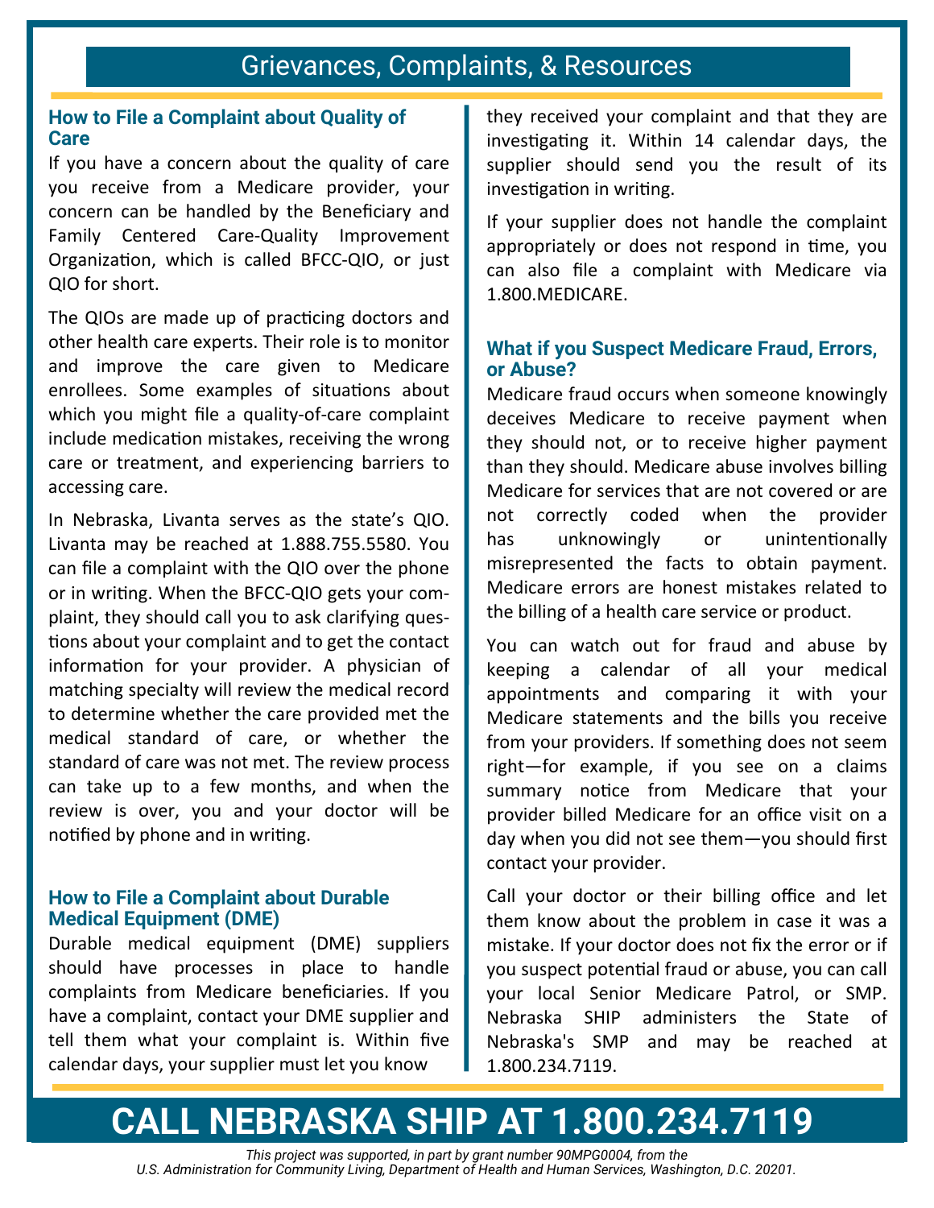# Grievances, Complaints, & Resources

## How to File a Complaint about Quality of Care

If you have a concern about the quality of care you receive from a Medicare provider, your concern can be handled by the Beneficiary and Family Centered Care-Quality Improvement Organization, which is called BFCC-QIO, or just QIO for short.

The QIOs are made up of practicing doctors and other health care experts. Their role is to monitor and improve the care given to Medicare enrollees. Some examples of situations about which you might file a quality-of-care complaint include medication mistakes, receiving the wrong care or treatment, and experiencing barriers to accessing care.

In Nebraska, Livanta serves as the state's QIO. Livanta may be reached at 1.888.755.5580. You can file a complaint with the QIO over the phone or in writing. When the BFCC-QIO gets your complaint, they should call you to ask clarifying questions about your complaint and to get the contact information for your provider. A physician of matching specialty will review the medical record to determine whether the care provided met the medical standard of care, or whether the standard of care was not met. The review process can take up to a few months, and when the review is over, you and your doctor will be notified by phone and in writing.

## How to File a Complaint about Durable Medical Equipment (DME)

Durable medical equipment (DME) suppliers should have processes in place to handle complaints from Medicare beneficiaries. If you have a complaint, contact your DME supplier and tell them what your complaint is. Within five calendar days, your supplier must let you know they received your complaint and that they are investigating it. Within 14 calendar days, the supplier should send you the result of its investigation in writing.

If your supplier does not handle the complaint appropriately or does not respond in time, you can also file a complaint with Medicare via 1.800.MEDICARE.

## What if you Suspect Medicare Fraud, Errors, or Abuse?

Medicare fraud occurs when someone knowingly deceives Medicare to receive payment when they should not, or to receive higher payment than they should. Medicare abuse involves billing Medicare for services that are not covered or are not correctly coded when the provider has unknowingly or unintentionally misrepresented the facts to obtain payment. Medicare errors are honest mistakes related to the billing of a health care service or product.

You can watch out for fraud and abuse by keeping a calendar of all your medical appointments and comparing it with your Medicare statements and the bills you receive from your providers. If something does not seem right—for example, if you see on a claims summary notice from Medicare that your provider billed Medicare for an office visit on a day when you did not see them—you should first contact your provider.

Call your doctor or their billing office and let them know about the problem in case it was a mistake. If your doctor does not fix the error or if you suspect potential fraud or abuse, you can call your local Senior Medicare Patrol, or SMP. Nebraska SHIP administers the State of Nebraska's SMP and may be reached at 1.800.234.7119.

**CALL NEBRASKA SHIP AT 1.800.234.7119**

*This project was supported, in part by grant number 90MPG0004, from the U.S. Administration for Community Living, Department of Health and Human Services, Washington, D.C. 20201.*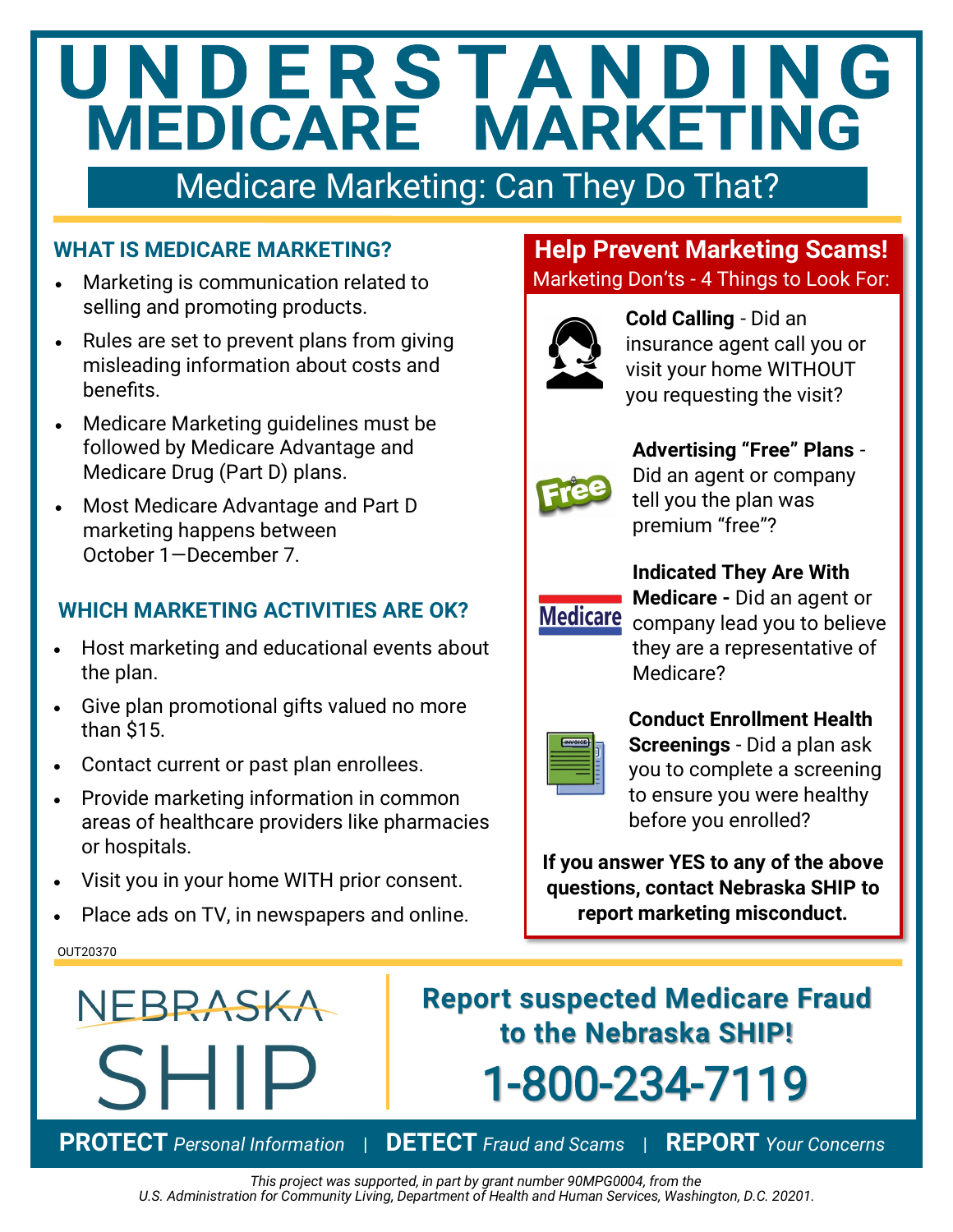# UNDERSTANDING MEDICARE MARKETING

## Medicare Marketing: Can They Do That?

### WHAT IS MEDICARE MARKETING?

- Marketing is communication related to selling and promoting products.
- Rules are set to prevent plans from giving misleading information about costs and benefits.
- Medicare Marketing guidelines must be followed by Medicare Advantage and Medicare Drug (Part D) plans.
- Most Medicare Advantage and Part D marketing happens between October 1—December 7.

### WHICH MARKETING ACTIVITIES ARE OK?

- Host marketing and educational events about the plan.
- Give plan promotional gifts valued no more than $15.
- Contact current or past plan enrollees.
- Provide marketing information in common areas of healthcare providers like pharmacies or hospitals.
- Visit you in your home WITH prior consent.
- Place ads on TV, in newspapers and online.

### Help Prevent Marketing Scams!

Marketing Don'ts - 4 Things to Look For:

**Cold Calling** - Did an insurance agent call you or visit your home WITHOUT you requesting the visit?

**Advertising "Free" Plans** - Did an agent or company tell you the plan was premium "free"?

**Indicated They Are With Medicare -** Did an agent or company lead you to believe they are a representative of Medicare?

**Conduct Enrollment Health Screenings** - Did a plan ask you to complete a screening to ensure you were healthy before you enrolled?

**If you answer YES to any of the above questions, contact Nebraska SHIP to report marketing misconduct.**

OUT20370

NEBRASKA SHIP

**Report suspected Medicare Fraud to the Nebraska SHIP!**

**1-800-234-7119**

**PROTECT** *Personal Information* | **DETECT** *Fraud and Scams* | **REPORT** *Your Concerns*

*This project was supported, in part by grant number 90MPG0004, from the U.S. Administration for Community Living, Department of Health and Human Services, Washington, D.C. 20201.*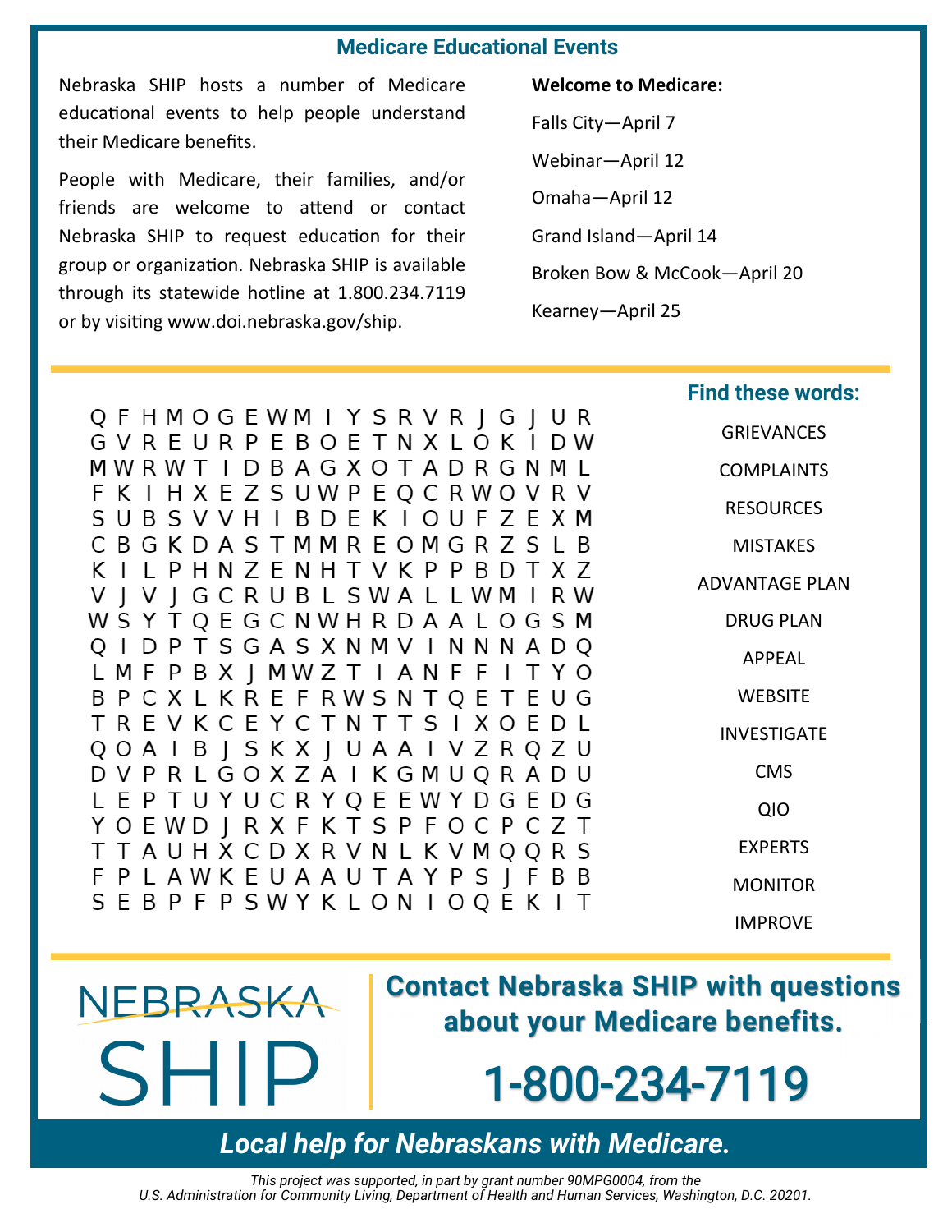## Medicare Educational Events

Nebraska SHIP hosts a number of Medicare educational events to help people understand their Medicare benefits.

People with Medicare, their families, and/or friends are welcome to attend or contact Nebraska SHIP to request education for their group or organization. Nebraska SHIP is available through its statewide hotline at 1.800.234.7119 or by visiting www.doi.nebraska.gov/ship.

**Welcome to Medicare:**

Falls City—April 7

Webinar—April 12

Omaha—April 12

Grand Island—April 14

Broken Bow & McCook—April 20

Kearney—April 25

```
Q F H M O G E W M I Y S R V R J G J U R
G V R E U R P E B O E T N X L O K I D W
M W R W T I D B A G X O T A D R G N M L
F K I H X E Z S U W P E Q C R W O V R V
S U B S V V H I B D E K I O U F Z E X M
C B G K D A S T M M R E O M G R Z S L B
K I L P H N Z E N H T V K P P B D T X Z
V J V J G C R U B L S W A L L W M I R W
W S Y T Q E G C N W H R D A A L O G S M
Q I D P T S G A S X N M V I N N N A D Q
L M F P B X J M W Z T I A N F F I T Y O
B P C X L K R E F R W S N T Q E T E U G
T R E V K C E Y C T N T T S I X O E D L
Q O A I B J S K X J U A A I V Z R Q Z U
D V P R L G O X Z A I K G M U Q R A D U
L E P T U Y U C R Y Q E E W Y D G E D G
Y O E W D J R X F K T S P F O C P C Z T
T T A U H X C D X R V N L K V M Q Q R S
F P L A W K E U A A U T A Y P S J F B B
S E B P F P S W Y K L O N I O Q E K I T
```

### Find these words:

GRIEVANCES

COMPLAINTS

RESOURCES

MISTAKES

ADVANTAGE PLAN

DRUG PLAN

APPEAL

WEBSITE

INVESTIGATE

CMS

QIO

EXPERTS

MONITOR

IMPROVE

NEBRASKA SHIP

**Contact Nebraska SHIP with questions about your Medicare benefits.**

**1-800-234-7119**

***Local help for Nebraskans with Medicare.***

*This project was supported, in part by grant number 90MPG0004, from the U.S. Administration for Community Living, Department of Health and Human Services, Washington, D.C. 20201.*